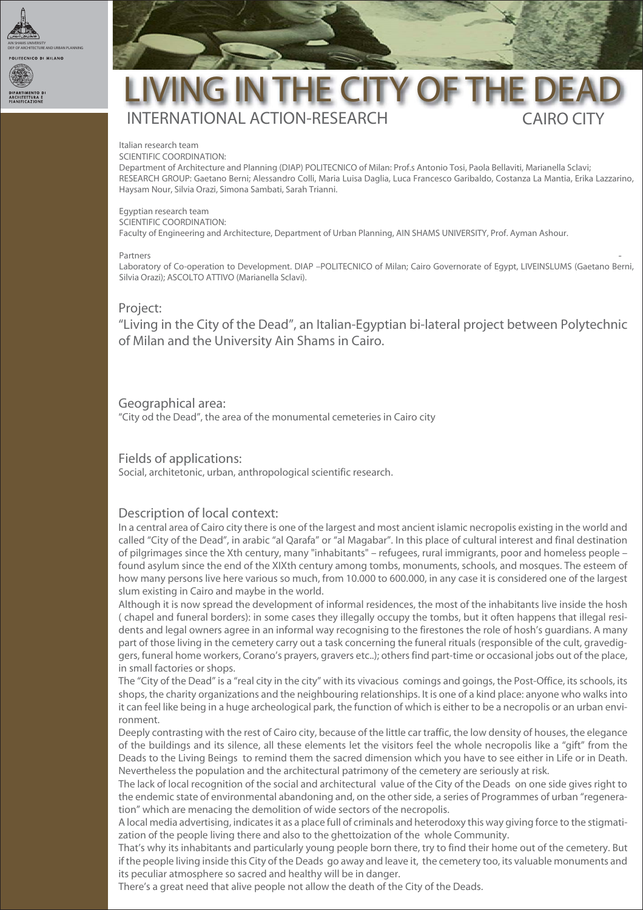AIN SHAMS UNIVERSITY
DEP. OF ARCHITECTURE AND URBAN PLANNING

POLITECNICO DI MILANO

DIPARTIMENTO DI ARCHITETTURA E PIANIFICAZIONE

# LIVING IN THE CITY OF THE DEAD

## INTERNATIONAL ACTION-RESEARCH CAIRO CITY

Italian research team
SCIENTIFIC COORDINATION:
Department of Architecture and Planning (DIAP) POLITECNICO of Milan: Prof.s Antonio Tosi, Paola Bellaviti, Marianella Sclavi;
RESEARCH GROUP: Gaetano Berni; Alessandro Colli, Maria Luisa Daglia, Luca Francesco Garibaldo, Costanza La Mantia, Erika Lazzarino, Haysam Nour, Silvia Orazi, Simona Sambati, Sarah Trianni.

Egyptian research team
SCIENTIFIC COORDINATION:
Faculty of Engineering and Architecture, Department of Urban Planning, AIN SHAMS UNIVERSITY, Prof. Ayman Ashour.

Partners -
Laboratory of Co-operation to Development. DIAP –POLITECNICO of Milan; Cairo Governorate of Egypt, LIVEINSLUMS (Gaetano Berni, Silvia Orazi); ASCOLTO ATTIVO (Marianella Sclavi).

### Project:

"Living in the City of the Dead", an Italian-Egyptian bi-lateral project between Polytechnic of Milan and the University Ain Shams in Cairo.

### Geographical area:

"City od the Dead", the area of the monumental cemeteries in Cairo city

### Fields of applications:

Social, architetonic, urban, anthropological scientific research.

### Description of local context:

In a central area of Cairo city there is one of the largest and most ancient islamic necropolis existing in the world and called "City of the Dead", in arabic "al Qarafa" or "al Magabar". In this place of cultural interest and final destination of pilgrimages since the Xth century, many "inhabitants" – refugees, rural immigrants, poor and homeless people – found asylum since the end of the XIXth century among tombs, monuments, schools, and mosques. The esteem of how many persons live here various so much, from 10.000 to 600.000, in any case it is considered one of the largest slum existing in Cairo and maybe in the world.

Although it is now spread the development of informal residences, the most of the inhabitants live inside the hosh ( chapel and funeral borders): in some cases they illegally occupy the tombs, but it often happens that illegal residents and legal owners agree in an informal way recognising to the firestones the role of hosh's guardians. A many part of those living in the cemetery carry out a task concerning the funeral rituals (responsible of the cult, gravediggers, funeral home workers, Corano's prayers, gravers etc..); others find part-time or occasional jobs out of the place, in small factories or shops.

The "City of the Dead" is a "real city in the city" with its vivacious comings and goings, the Post-Office, its schools, its shops, the charity organizations and the neighbouring relationships. It is one of a kind place: anyone who walks into it can feel like being in a huge archeological park, the function of which is either to be a necropolis or an urban environment.

Deeply contrasting with the rest of Cairo city, because of the little car traffic, the low density of houses, the elegance of the buildings and its silence, all these elements let the visitors feel the whole necropolis like a "gift" from the Deads to the Living Beings to remind them the sacred dimension which you have to see either in Life or in Death. Nevertheless the population and the architectural patrimony of the cemetery are seriously at risk.

The lack of local recognition of the social and architectural value of the City of the Deads on one side gives right to the endemic state of environmental abandoning and, on the other side, a series of Programmes of urban "regeneration" which are menacing the demolition of wide sectors of the necropolis.

A local media advertising, indicates it as a place full of criminals and heterodoxy this way giving force to the stigmatization of the people living there and also to the ghettoization of the whole Community.

That's why its inhabitants and particularly young people born there, try to find their home out of the cemetery. But if the people living inside this City of the Deads go away and leave it, the cemetery too, its valuable monuments and its peculiar atmosphere so sacred and healthy will be in danger.

There's a great need that alive people not allow the death of the City of the Deads.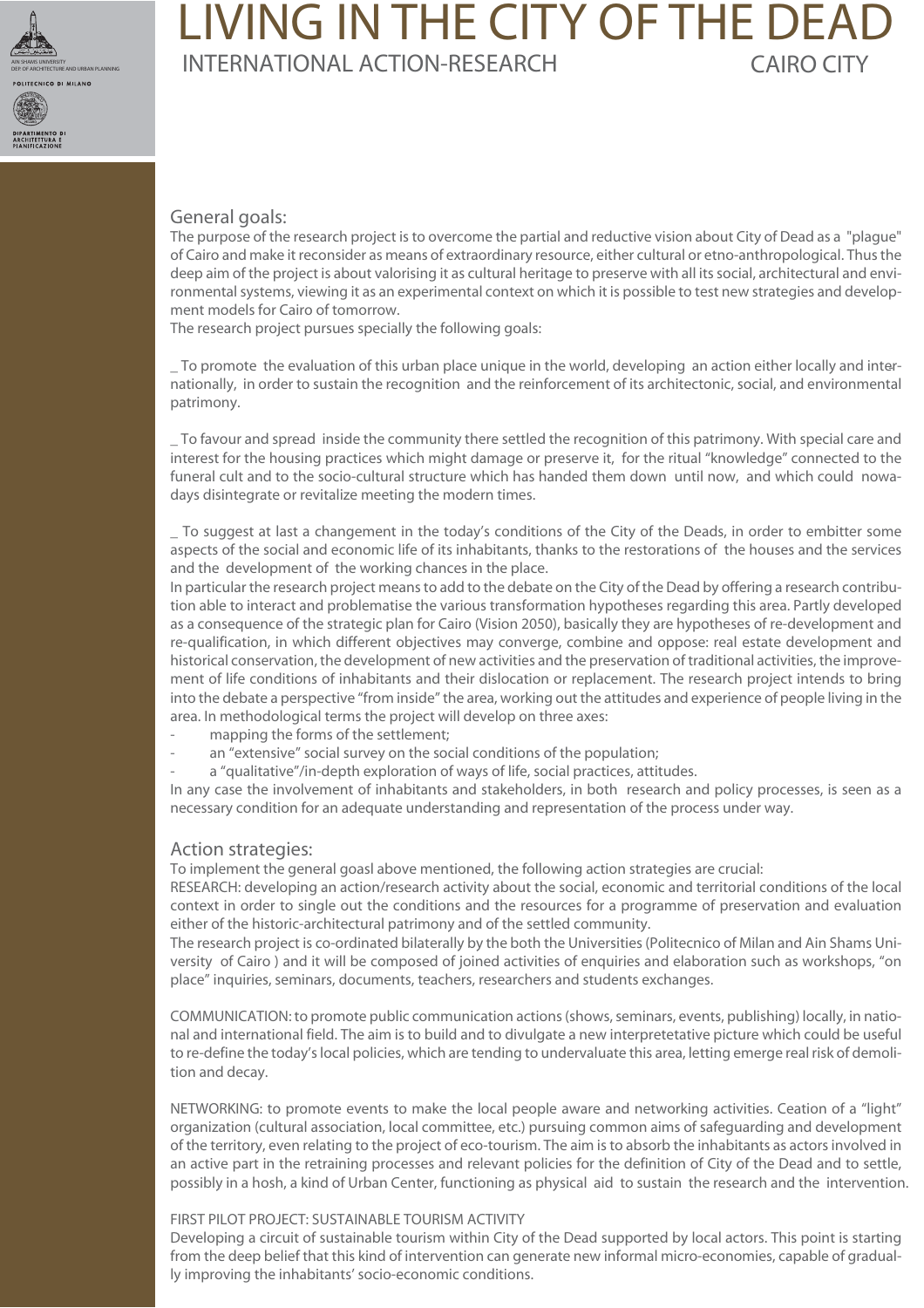# LIVING IN THE CITY OF THE DEAD

INTERNATIONAL ACTION-RESEARCH — CAIRO CITY

## General goals:

The purpose of the research project is to overcome the partial and reductive vision about City of Dead as a "plague" of Cairo and make it reconsider as means of extraordinary resource, either cultural or etno-anthropological. Thus the deep aim of the project is about valorising it as cultural heritage to preserve with all its social, architectural and environmental systems, viewing it as an experimental context on which it is possible to test new strategies and development models for Cairo of tomorrow.

The research project pursues specially the following goals:

_ To promote the evaluation of this urban place unique in the world, developing an action either locally and internationally, in order to sustain the recognition and the reinforcement of its architectonic, social, and environmental patrimony.

_ To favour and spread inside the community there settled the recognition of this patrimony. With special care and interest for the housing practices which might damage or preserve it, for the ritual "knowledge" connected to the funeral cult and to the socio-cultural structure which has handed them down until now, and which could nowadays disintegrate or revitalize meeting the modern times.

_ To suggest at last a changement in the today's conditions of the City of the Deads, in order to embitter some aspects of the social and economic life of its inhabitants, thanks to the restorations of the houses and the services and the development of the working chances in the place.

In particular the research project means to add to the debate on the City of the Dead by offering a research contribution able to interact and problematise the various transformation hypotheses regarding this area. Partly developed as a consequence of the strategic plan for Cairo (Vision 2050), basically they are hypotheses of re-development and re-qualification, in which different objectives may converge, combine and oppose: real estate development and historical conservation, the development of new activities and the preservation of traditional activities, the improvement of life conditions of inhabitants and their dislocation or replacement. The research project intends to bring into the debate a perspective "from inside" the area, working out the attitudes and experience of people living in the area. In methodological terms the project will develop on three axes:

- mapping the forms of the settlement;
- an "extensive" social survey on the social conditions of the population;
- a "qualitative"/in-depth exploration of ways of life, social practices, attitudes.

In any case the involvement of inhabitants and stakeholders, in both research and policy processes, is seen as a necessary condition for an adequate understanding and representation of the process under way.

## Action strategies:

To implement the general goasl above mentioned, the following action strategies are crucial:

RESEARCH: developing an action/research activity about the social, economic and territorial conditions of the local context in order to single out the conditions and the resources for a programme of preservation and evaluation either of the historic-architectural patrimony and of the settled community.

The research project is co-ordinated bilaterally by the both the Universities (Politecnico of Milan and Ain Shams University of Cairo ) and it will be composed of joined activities of enquiries and elaboration such as workshops, "on place" inquiries, seminars, documents, teachers, researchers and students exchanges.

COMMUNICATION: to promote public communication actions (shows, seminars, events, publishing) locally, in national and international field. The aim is to build and to divulgate a new interpretetative picture which could be useful to re-define the today's local policies, which are tending to undervaluate this area, letting emerge real risk of demolition and decay.

NETWORKING: to promote events to make the local people aware and networking activities. Ceation of a "light" organization (cultural association, local committee, etc.) pursuing common aims of safeguarding and development of the territory, even relating to the project of eco-tourism. The aim is to absorb the inhabitants as actors involved in an active part in the retraining processes and relevant policies for the definition of City of the Dead and to settle, possibly in a hosh, a kind of Urban Center, functioning as physical aid to sustain the research and the intervention.

FIRST PILOT PROJECT: SUSTAINABLE TOURISM ACTIVITY

Developing a circuit of sustainable tourism within City of the Dead supported by local actors. This point is starting from the deep belief that this kind of intervention can generate new informal micro-economies, capable of gradually improving the inhabitants' socio-economic conditions.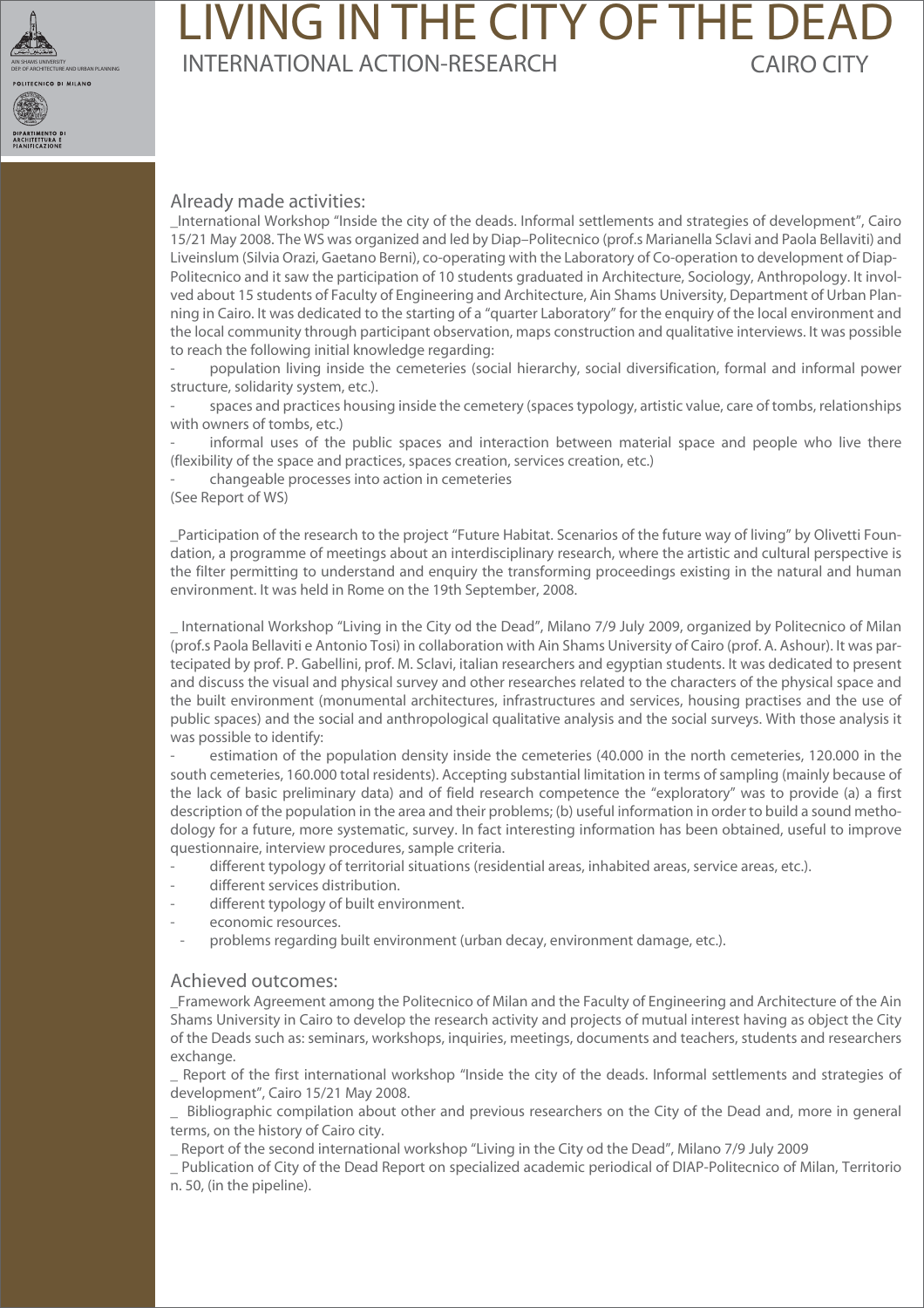# LIVING IN THE CITY OF THE DEAD

INTERNATIONAL ACTION-RESEARCH CAIRO CITY

## Already made activities:

_International Workshop "Inside the city of the deads. Informal settlements and strategies of development", Cairo 15/21 May 2008. The WS was organized and led by Diap–Politecnico (prof.s Marianella Sclavi and Paola Bellaviti) and Liveinslum (Silvia Orazi, Gaetano Berni), co-operating with the Laboratory of Co-operation to development of Diap-Politecnico and it saw the participation of 10 students graduated in Architecture, Sociology, Anthropology. It involved about 15 students of Faculty of Engineering and Architecture, Ain Shams University, Department of Urban Planning in Cairo. It was dedicated to the starting of a "quarter Laboratory" for the enquiry of the local environment and the local community through participant observation, maps construction and qualitative interviews. It was possible to reach the following initial knowledge regarding:

- population living inside the cemeteries (social hierarchy, social diversification, formal and informal power structure, solidarity system, etc.).
- spaces and practices housing inside the cemetery (spaces typology, artistic value, care of tombs, relationships with owners of tombs, etc.)
- informal uses of the public spaces and interaction between material space and people who live there (flexibility of the space and practices, spaces creation, services creation, etc.)
- changeable processes into action in cemeteries

(See Report of WS)

_Participation of the research to the project "Future Habitat. Scenarios of the future way of living" by Olivetti Foundation, a programme of meetings about an interdisciplinary research, where the artistic and cultural perspective is the filter permitting to understand and enquiry the transforming proceedings existing in the natural and human environment. It was held in Rome on the 19th September, 2008.

_ International Workshop "Living in the City od the Dead", Milano 7/9 July 2009, organized by Politecnico of Milan (prof.s Paola Bellaviti e Antonio Tosi) in collaboration with Ain Shams University of Cairo (prof. A. Ashour). It was partecipated by prof. P. Gabellini, prof. M. Sclavi, italian researchers and egyptian students. It was dedicated to present and discuss the visual and physical survey and other researches related to the characters of the physical space and the built environment (monumental architectures, infrastructures and services, housing practises and the use of public spaces) and the social and anthropological qualitative analysis and the social surveys. With those analysis it was possible to identify:

- estimation of the population density inside the cemeteries (40.000 in the north cemeteries, 120.000 in the south cemeteries, 160.000 total residents). Accepting substantial limitation in terms of sampling (mainly because of the lack of basic preliminary data) and of field research competence the "exploratory" was to provide (a) a first description of the population in the area and their problems; (b) useful information in order to build a sound methodology for a future, more systematic, survey. In fact interesting information has been obtained, useful to improve questionnaire, interview procedures, sample criteria.
- different typology of territorial situations (residential areas, inhabited areas, service areas, etc.).
- different services distribution.
- different typology of built environment.
- economic resources.
- problems regarding built environment (urban decay, environment damage, etc.).

## Achieved outcomes:

_Framework Agreement among the Politecnico of Milan and the Faculty of Engineering and Architecture of the Ain Shams University in Cairo to develop the research activity and projects of mutual interest having as object the City of the Deads such as: seminars, workshops, inquiries, meetings, documents and teachers, students and researchers exchange.

_ Report of the first international workshop "Inside the city of the deads. Informal settlements and strategies of development", Cairo 15/21 May 2008.

_ Bibliographic compilation about other and previous researchers on the City of the Dead and, more in general terms, on the history of Cairo city.

_ Report of the second international workshop "Living in the City od the Dead", Milano 7/9 July 2009

_ Publication of City of the Dead Report on specialized academic periodical of DIAP-Politecnico of Milan, Territorio n. 50, (in the pipeline).